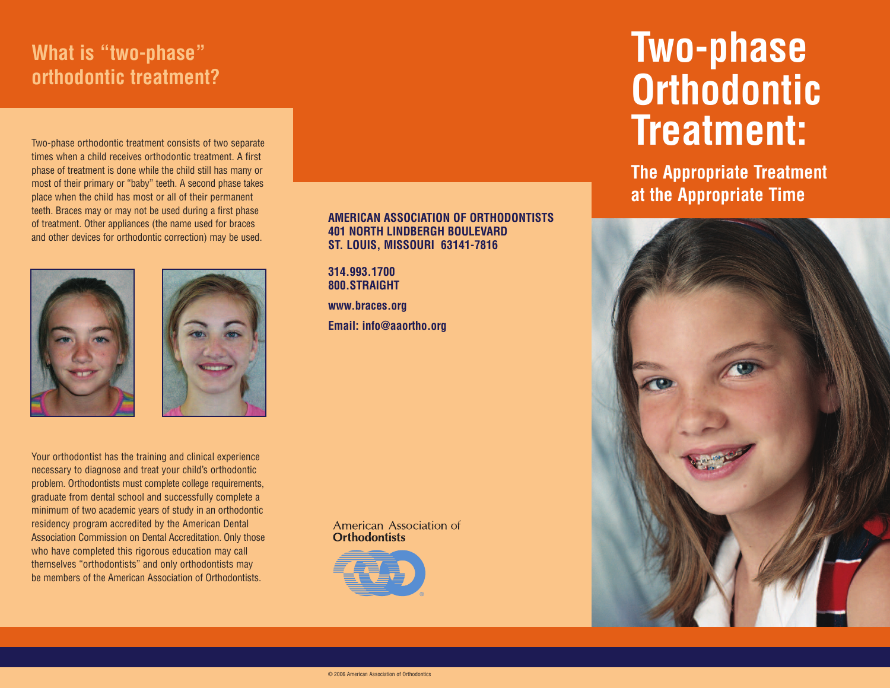# Two-phase Orthodontic Treatment:

## The Appropriate Treatment at the Appropriate Time

## What is "two-phase" orthodontic treatment?

Two-phase orthodontic treatment consists of two separate times when a child receives orthodontic treatment. A first phase of treatment is done while the child still has many or most of their primary or "baby" teeth. A second phase takes place when the child has most or all of their permanent teeth. Braces may or may not be used during a first phase of treatment. Other appliances (the name used for braces and other devices for orthodontic correction) may be used.

Your orthodontist has the training and clinical experience necessary to diagnose and treat your child's orthodontic problem. Orthodontists must complete college requirements, graduate from dental school and successfully complete a minimum of two academic years of study in an orthodontic residency program accredited by the American Dental Association Commission on Dental Accreditation. Only those who have completed this rigorous education may call themselves "orthodontists" and only orthodontists may be members of the American Association of Orthodontists.

**AMERICAN ASSOCIATION OF ORTHODONTISTS**
**401 NORTH LINDBERGH BOULEVARD**
**ST. LOUIS, MISSOURI 63141-7816**

**314.993.1700**
**800.STRAIGHT**

**www.braces.org**

**Email: info@aaortho.org**

American Association of **Orthodontists**

© 2006 American Association of Orthodontics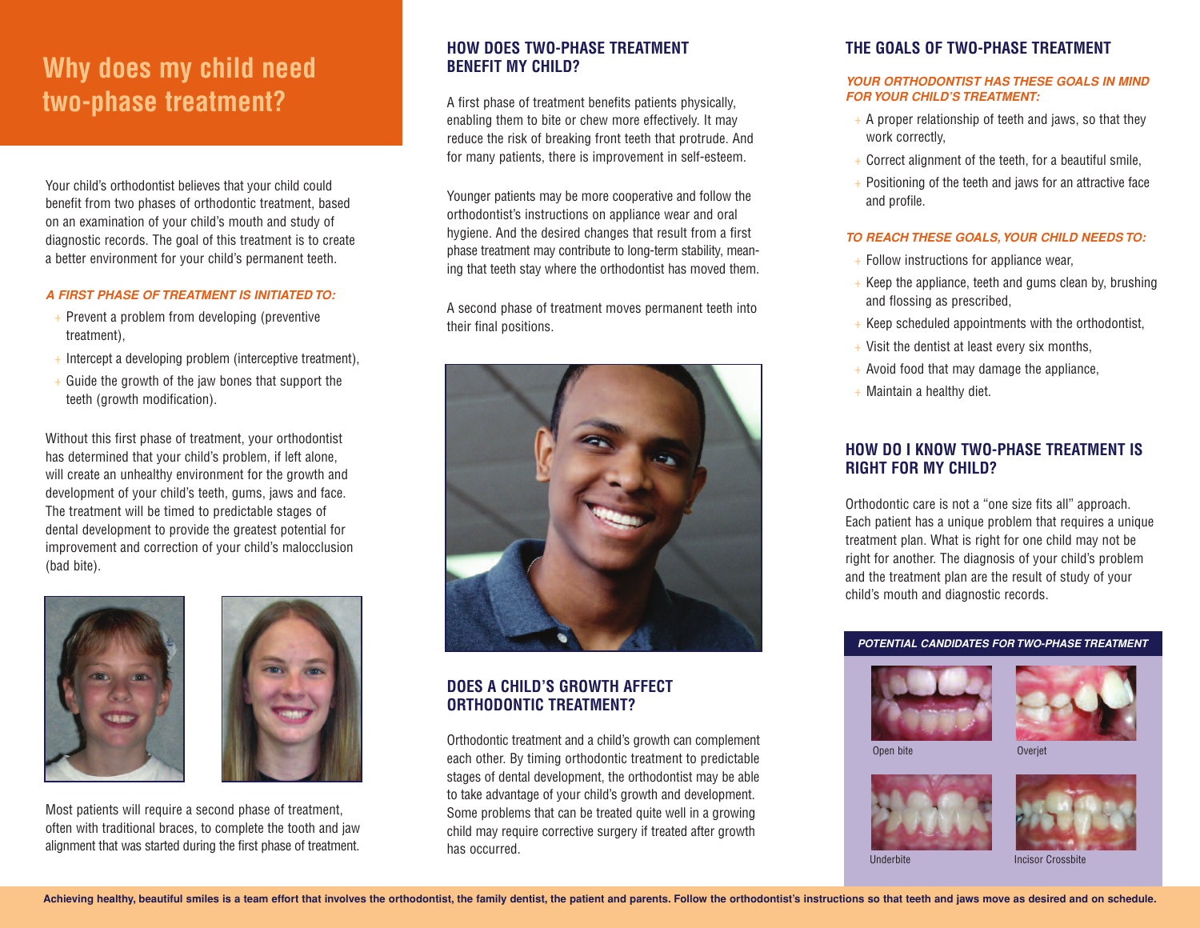# Why does my child need two-phase treatment?

Your child's orthodontist believes that your child could benefit from two phases of orthodontic treatment, based on an examination of your child's mouth and study of diagnostic records. The goal of this treatment is to create a better environment for your child's permanent teeth.

***A FIRST PHASE OF TREATMENT IS INITIATED TO:***

- Prevent a problem from developing (preventive treatment),
- Intercept a developing problem (interceptive treatment),
- Guide the growth of the jaw bones that support the teeth (growth modification).

Without this first phase of treatment, your orthodontist has determined that your child's problem, if left alone, will create an unhealthy environment for the growth and development of your child's teeth, gums, jaws and face. The treatment will be timed to predictable stages of dental development to provide the greatest potential for improvement and correction of your child's malocclusion (bad bite).

Most patients will require a second phase of treatment, often with traditional braces, to complete the tooth and jaw alignment that was started during the first phase of treatment.

## HOW DOES TWO-PHASE TREATMENT BENEFIT MY CHILD?

A first phase of treatment benefits patients physically, enabling them to bite or chew more effectively. It may reduce the risk of breaking front teeth that protrude. And for many patients, there is improvement in self-esteem.

Younger patients may be more cooperative and follow the orthodontist's instructions on appliance wear and oral hygiene. And the desired changes that result from a first phase treatment may contribute to long-term stability, meaning that teeth stay where the orthodontist has moved them.

A second phase of treatment moves permanent teeth into their final positions.

## DOES A CHILD'S GROWTH AFFECT ORTHODONTIC TREATMENT?

Orthodontic treatment and a child's growth can complement each other. By timing orthodontic treatment to predictable stages of dental development, the orthodontist may be able to take advantage of your child's growth and development. Some problems that can be treated quite well in a growing child may require corrective surgery if treated after growth has occurred.

## THE GOALS OF TWO-PHASE TREATMENT

***YOUR ORTHODONTIST HAS THESE GOALS IN MIND FOR YOUR CHILD'S TREATMENT:***

- A proper relationship of teeth and jaws, so that they work correctly,
- Correct alignment of the teeth, for a beautiful smile,
- Positioning of the teeth and jaws for an attractive face and profile.

***TO REACH THESE GOALS, YOUR CHILD NEEDS TO:***

- Follow instructions for appliance wear,
- Keep the appliance, teeth and gums clean by, brushing and flossing as prescribed,
- Keep scheduled appointments with the orthodontist,
- Visit the dentist at least every six months,
- Avoid food that may damage the appliance,
- Maintain a healthy diet.

## HOW DO I KNOW TWO-PHASE TREATMENT IS RIGHT FOR MY CHILD?

Orthodontic care is not a "one size fits all" approach. Each patient has a unique problem that requires a unique treatment plan. What is right for one child may not be right for another. The diagnosis of your child's problem and the treatment plan are the result of study of your child's mouth and diagnostic records.

***POTENTIAL CANDIDATES FOR TWO-PHASE TREATMENT***

Open bite

Overjet

Underbite

Incisor Crossbite

**Achieving healthy, beautiful smiles is a team effort that involves the orthodontist, the family dentist, the patient and parents. Follow the orthodontist's instructions so that teeth and jaws move as desired and on schedule.**